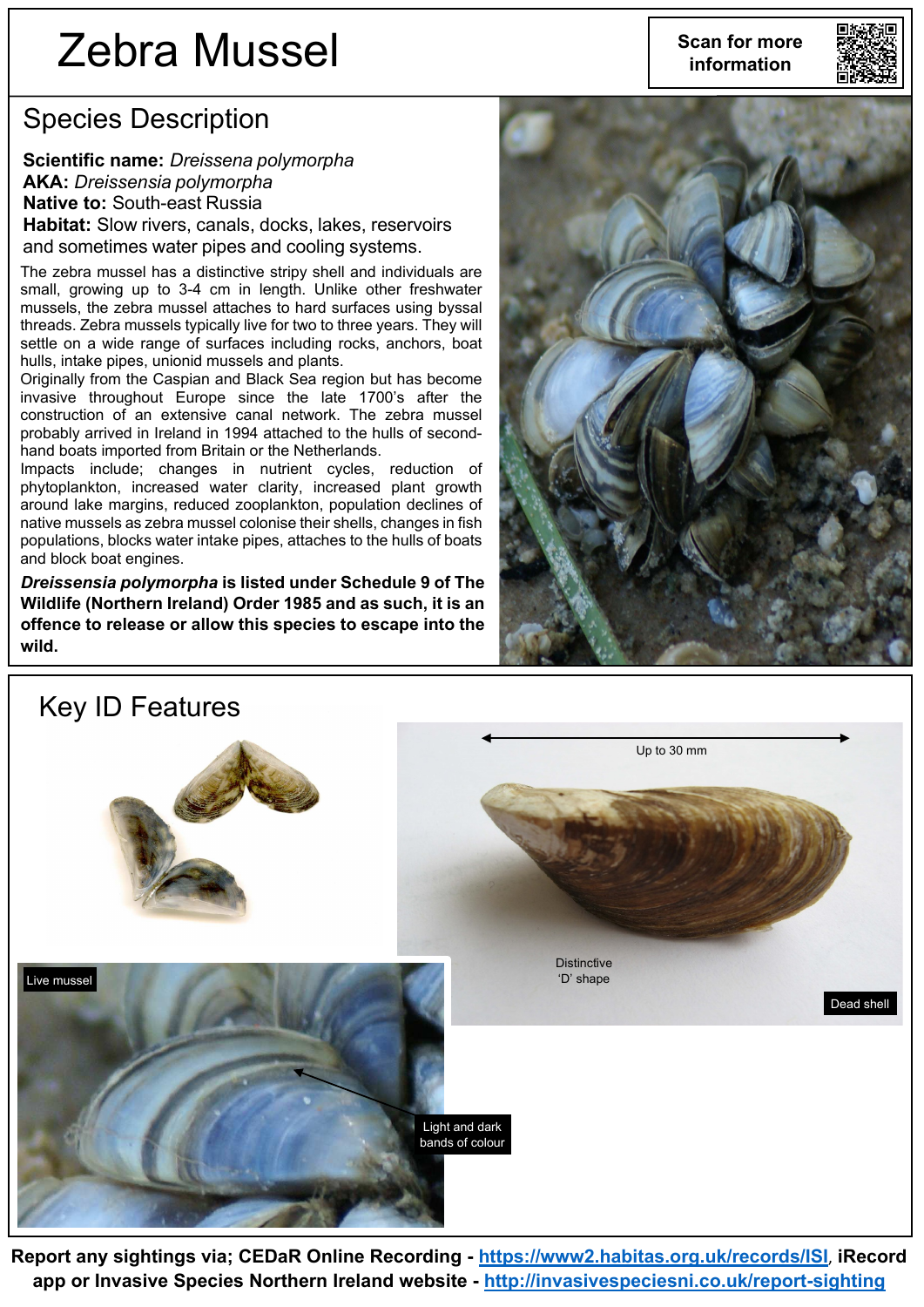# Zebra Mussel

Scan for more information

## Species Description

**Scientific name:** *Dreissena polymorpha*
**AKA:** *Dreissensia polymorpha*
**Native to:** South-east Russia
**Habitat:** Slow rivers, canals, docks, lakes, reservoirs and sometimes water pipes and cooling systems.

The zebra mussel has a distinctive stripy shell and individuals are small, growing up to 3-4 cm in length. Unlike other freshwater mussels, the zebra mussel attaches to hard surfaces using byssal threads. Zebra mussels typically live for two to three years. They will settle on a wide range of surfaces including rocks, anchors, boat hulls, intake pipes, unionid mussels and plants.

Originally from the Caspian and Black Sea region but has become invasive throughout Europe since the late 1700's after the construction of an extensive canal network. The zebra mussel probably arrived in Ireland in 1994 attached to the hulls of second-hand boats imported from Britain or the Netherlands.

Impacts include; changes in nutrient cycles, reduction of phytoplankton, increased water clarity, increased plant growth around lake margins, reduced zooplankton, population declines of native mussels as zebra mussel colonise their shells, changes in fish populations, blocks water intake pipes, attaches to the hulls of boats and block boat engines.

***Dreissensia polymorpha*** **is listed under Schedule 9 of The Wildlife (Northern Ireland) Order 1985 and as such, it is an offence to release or allow this species to escape into the wild.**

## Key ID Features

Up to 30 mm

Distinctive 'D' shape

Dead shell

Live mussel

Light and dark bands of colour

**Report any sightings via; CEDaR Online Recording - https://www2.habitas.org.uk/records/ISI, iRecord app or Invasive Species Northern Ireland website - http://invasivespeciesni.co.uk/report-sighting**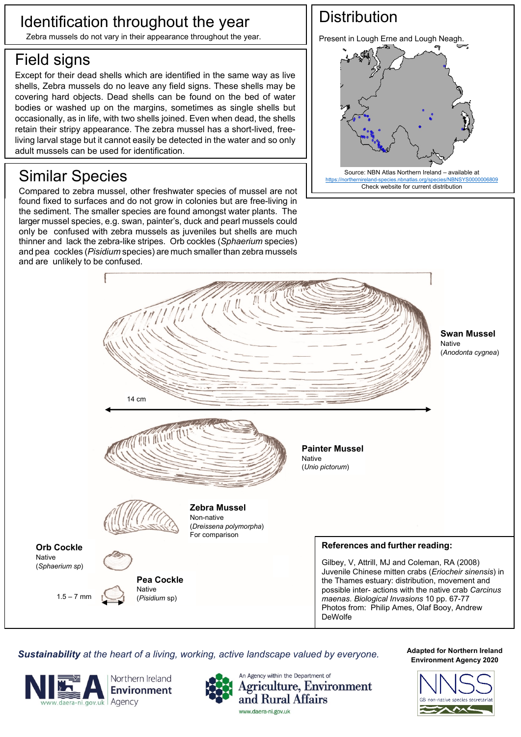## Identification throughout the year

Zebra mussels do not vary in their appearance throughout the year.

## Field signs

Except for their dead shells which are identified in the same way as live shells, Zebra mussels do no leave any field signs. These shells may be covering hard objects. Dead shells can be found on the bed of water bodies or washed up on the margins, sometimes as single shells but occasionally, as in life, with two shells joined. Even when dead, the shells retain their stripy appearance. The zebra mussel has a short-lived, free-living larval stage but it cannot easily be detected in the water and so only adult mussels can be used for identification.

## Similar Species

Compared to zebra mussel, other freshwater species of mussel are not found fixed to surfaces and do not grow in colonies but are free-living in the sediment. The smaller species are found amongst water plants. The larger mussel species, e.g. swan, painter's, duck and pearl mussels could only be confused with zebra mussels as juveniles but shells are much thinner and lack the zebra-like stripes. Orb cockles (*Sphaerium* species) and pea cockles (*Pisidium* species) are much smaller than zebra mussels and are unlikely to be confused.

## Distribution

Present in Lough Erne and Lough Neagh.

Source: NBN Atlas Northern Ireland – available at https://northernireland-species.nbnatlas.org/species/NBNSYS0000006809
Check website for current distribution

14 cm

**Swan Mussel**
Native
(*Anodonta cygnea*)

**Painter Mussel**
Native
(*Unio pictorum*)

**Zebra Mussel**
Non-native
(*Dreissena polymorpha*)
For comparison

**Orb Cockle**
Native
(*Sphaerium sp*)

**Pea Cockle**
Native
(*Pisidium sp*)

1.5 – 7 mm

## References and further reading:

Gilbey, V, Attrill, MJ and Coleman, RA (2008) Juvenile Chinese mitten crabs (*Eriocheir sinensis*) in the Thames estuary: distribution, movement and possible inter- actions with the native crab *Carcinus maenas*. *Biological Invasions* 10 pp. 67-77
Photos from: Philip Ames, Olaf Booy, Andrew DeWolfe

***Sustainability** at the heart of a living, working, active landscape valued by everyone.*

**Adapted for Northern Ireland Environment Agency 2020**

NIEA Northern Ireland Environment Agency www.daera-ni.gov.uk

An Agency within the Department of Agriculture, Environment and Rural Affairs www.daera-ni.gov.uk

NNSS GB non-native species secretariat